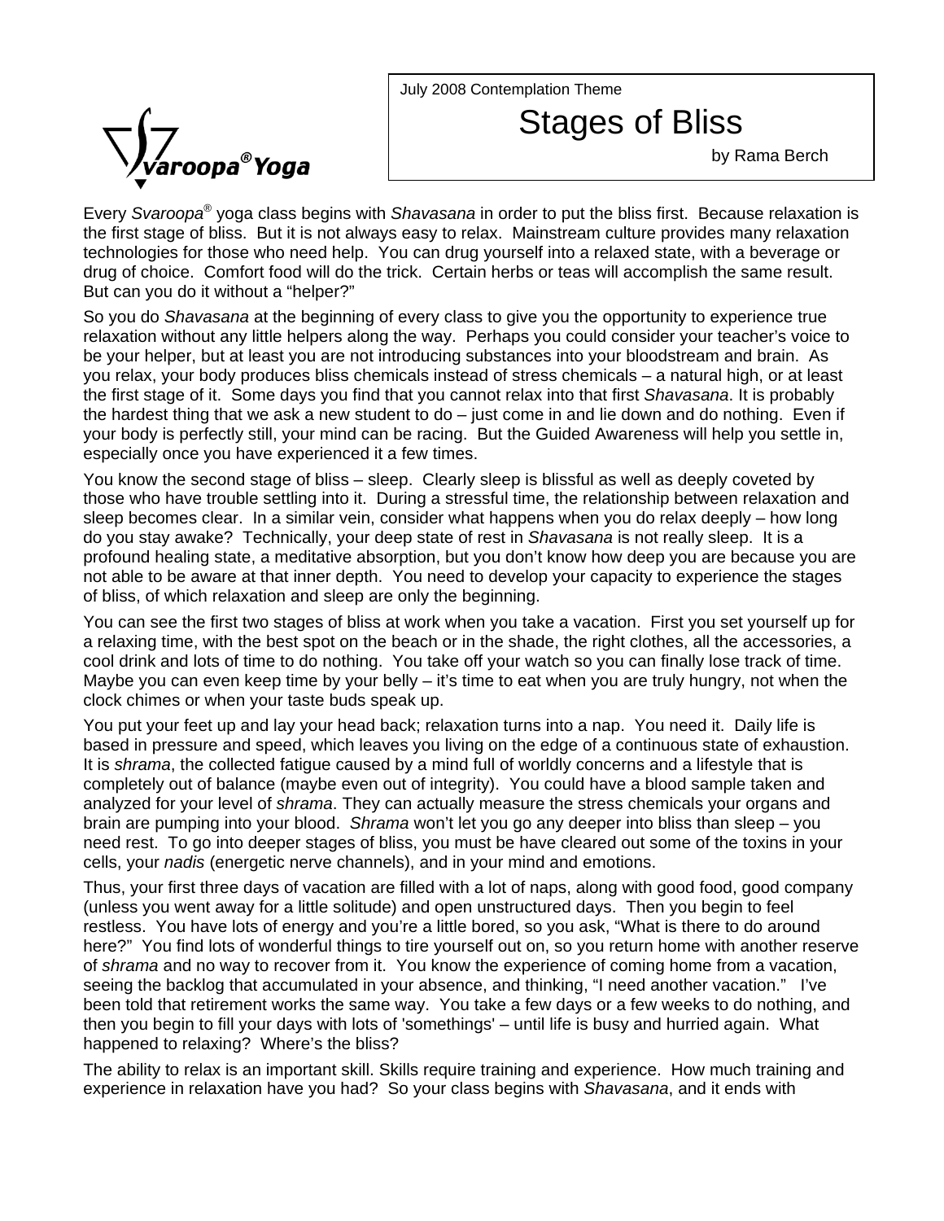Svaroopa® Yoga

July 2008 Contemplation Theme

# Stages of Bliss

by Rama Berch

Every *Svaroopa*® yoga class begins with *Shavasana* in order to put the bliss first. Because relaxation is the first stage of bliss. But it is not always easy to relax. Mainstream culture provides many relaxation technologies for those who need help. You can drug yourself into a relaxed state, with a beverage or drug of choice. Comfort food will do the trick. Certain herbs or teas will accomplish the same result. But can you do it without a "helper?"

So you do *Shavasana* at the beginning of every class to give you the opportunity to experience true relaxation without any little helpers along the way. Perhaps you could consider your teacher's voice to be your helper, but at least you are not introducing substances into your bloodstream and brain. As you relax, your body produces bliss chemicals instead of stress chemicals – a natural high, or at least the first stage of it. Some days you find that you cannot relax into that first *Shavasana*. It is probably the hardest thing that we ask a new student to do – just come in and lie down and do nothing. Even if your body is perfectly still, your mind can be racing. But the Guided Awareness will help you settle in, especially once you have experienced it a few times.

You know the second stage of bliss – sleep. Clearly sleep is blissful as well as deeply coveted by those who have trouble settling into it. During a stressful time, the relationship between relaxation and sleep becomes clear. In a similar vein, consider what happens when you do relax deeply – how long do you stay awake? Technically, your deep state of rest in *Shavasana* is not really sleep. It is a profound healing state, a meditative absorption, but you don't know how deep you are because you are not able to be aware at that inner depth. You need to develop your capacity to experience the stages of bliss, of which relaxation and sleep are only the beginning.

You can see the first two stages of bliss at work when you take a vacation. First you set yourself up for a relaxing time, with the best spot on the beach or in the shade, the right clothes, all the accessories, a cool drink and lots of time to do nothing. You take off your watch so you can finally lose track of time. Maybe you can even keep time by your belly – it's time to eat when you are truly hungry, not when the clock chimes or when your taste buds speak up.

You put your feet up and lay your head back; relaxation turns into a nap. You need it. Daily life is based in pressure and speed, which leaves you living on the edge of a continuous state of exhaustion. It is *shrama*, the collected fatigue caused by a mind full of worldly concerns and a lifestyle that is completely out of balance (maybe even out of integrity). You could have a blood sample taken and analyzed for your level of *shrama*. They can actually measure the stress chemicals your organs and brain are pumping into your blood. *Shrama* won't let you go any deeper into bliss than sleep – you need rest. To go into deeper stages of bliss, you must be have cleared out some of the toxins in your cells, your *nadis* (energetic nerve channels), and in your mind and emotions.

Thus, your first three days of vacation are filled with a lot of naps, along with good food, good company (unless you went away for a little solitude) and open unstructured days. Then you begin to feel restless. You have lots of energy and you're a little bored, so you ask, "What is there to do around here?" You find lots of wonderful things to tire yourself out on, so you return home with another reserve of *shrama* and no way to recover from it. You know the experience of coming home from a vacation, seeing the backlog that accumulated in your absence, and thinking, "I need another vacation." I've been told that retirement works the same way. You take a few days or a few weeks to do nothing, and then you begin to fill your days with lots of 'somethings' – until life is busy and hurried again. What happened to relaxing? Where's the bliss?

The ability to relax is an important skill. Skills require training and experience. How much training and experience in relaxation have you had? So your class begins with *Shavasana*, and it ends with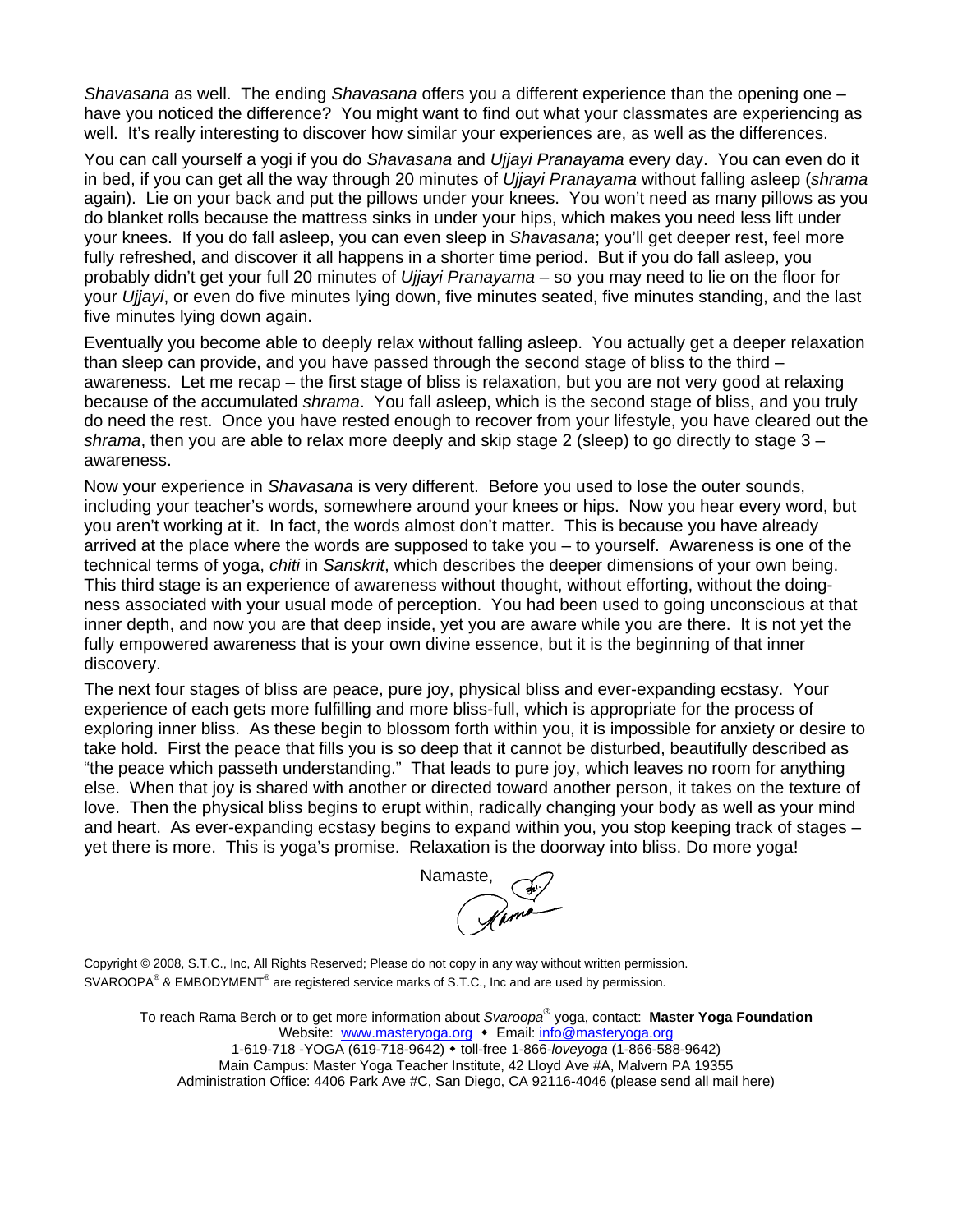*Shavasana* as well. The ending *Shavasana* offers you a different experience than the opening one – have you noticed the difference? You might want to find out what your classmates are experiencing as well. It's really interesting to discover how similar your experiences are, as well as the differences.

You can call yourself a yogi if you do *Shavasana* and *Ujjayi Pranayama* every day. You can even do it in bed, if you can get all the way through 20 minutes of *Ujjayi Pranayama* without falling asleep (*shrama* again). Lie on your back and put the pillows under your knees. You won't need as many pillows as you do blanket rolls because the mattress sinks in under your hips, which makes you need less lift under your knees. If you do fall asleep, you can even sleep in *Shavasana*; you'll get deeper rest, feel more fully refreshed, and discover it all happens in a shorter time period. But if you do fall asleep, you probably didn't get your full 20 minutes of *Ujjayi Pranayama* – so you may need to lie on the floor for your *Ujjayi*, or even do five minutes lying down, five minutes seated, five minutes standing, and the last five minutes lying down again.

Eventually you become able to deeply relax without falling asleep. You actually get a deeper relaxation than sleep can provide, and you have passed through the second stage of bliss to the third – awareness. Let me recap – the first stage of bliss is relaxation, but you are not very good at relaxing because of the accumulated *shrama*. You fall asleep, which is the second stage of bliss, and you truly do need the rest. Once you have rested enough to recover from your lifestyle, you have cleared out the *shrama*, then you are able to relax more deeply and skip stage 2 (sleep) to go directly to stage 3 – awareness.

Now your experience in *Shavasana* is very different. Before you used to lose the outer sounds, including your teacher's words, somewhere around your knees or hips. Now you hear every word, but you aren't working at it. In fact, the words almost don't matter. This is because you have already arrived at the place where the words are supposed to take you – to yourself. Awareness is one of the technical terms of yoga, *chiti* in *Sanskrit*, which describes the deeper dimensions of your own being. This third stage is an experience of awareness without thought, without efforting, without the doing-ness associated with your usual mode of perception. You had been used to going unconscious at that inner depth, and now you are that deep inside, yet you are aware while you are there. It is not yet the fully empowered awareness that is your own divine essence, but it is the beginning of that inner discovery.

The next four stages of bliss are peace, pure joy, physical bliss and ever-expanding ecstasy. Your experience of each gets more fulfilling and more bliss-full, which is appropriate for the process of exploring inner bliss. As these begin to blossom forth within you, it is impossible for anxiety or desire to take hold. First the peace that fills you is so deep that it cannot be disturbed, beautifully described as "the peace which passeth understanding." That leads to pure joy, which leaves no room for anything else. When that joy is shared with another or directed toward another person, it takes on the texture of love. Then the physical bliss begins to erupt within, radically changing your body as well as your mind and heart. As ever-expanding ecstasy begins to expand within you, you stop keeping track of stages – yet there is more. This is yoga's promise. Relaxation is the doorway into bliss. Do more yoga!

Namaste,

Rama

Copyright © 2008, S.T.C., Inc, All Rights Reserved; Please do not copy in any way without written permission.
SVAROOPA® & EMBODYMENT® are registered service marks of S.T.C., Inc and are used by permission.

To reach Rama Berch or to get more information about *Svaroopa®* yoga, contact: **Master Yoga Foundation**
Website: www.masteryoga.org ◆ Email: info@masteryoga.org
1-619-718 -YOGA (619-718-9642) ◆ toll-free 1-866-*loveyoga* (1-866-588-9642)
Main Campus: Master Yoga Teacher Institute, 42 Lloyd Ave #A, Malvern PA 19355
Administration Office: 4406 Park Ave #C, San Diego, CA 92116-4046 (please send all mail here)